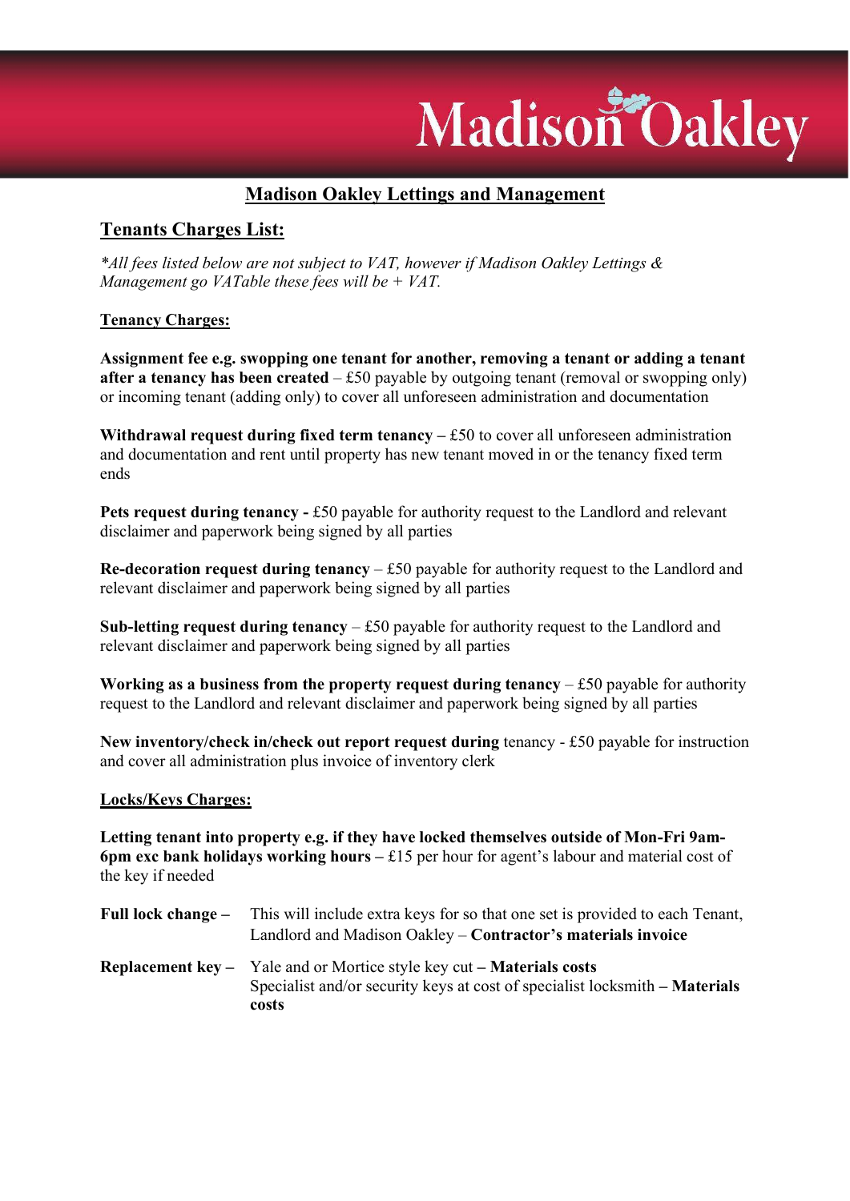# Madison Oakley Lettings and Management

## Tenants Charges List:

*\*All fees listed below are not subject to VAT, however if Madison Oakley Lettings & Management go VATable these fees will be + VAT.*

### Tenancy Charges:

**Assignment fee e.g. swopping one tenant for another, removing a tenant or adding a tenant after a tenancy has been created** – £50 payable by outgoing tenant (removal or swopping only) or incoming tenant (adding only) to cover all unforeseen administration and documentation

**Withdrawal request during fixed term tenancy –** £50 to cover all unforeseen administration and documentation and rent until property has new tenant moved in or the tenancy fixed term ends

**Pets request during tenancy -** £50 payable for authority request to the Landlord and relevant disclaimer and paperwork being signed by all parties

**Re-decoration request during tenancy** – £50 payable for authority request to the Landlord and relevant disclaimer and paperwork being signed by all parties

**Sub-letting request during tenancy** – £50 payable for authority request to the Landlord and relevant disclaimer and paperwork being signed by all parties

**Working as a business from the property request during tenancy** – £50 payable for authority request to the Landlord and relevant disclaimer and paperwork being signed by all parties

**New inventory/check in/check out report request during** tenancy - £50 payable for instruction and cover all administration plus invoice of inventory clerk

### Locks/Keys Charges:

**Letting tenant into property e.g. if they have locked themselves outside of Mon-Fri 9am-6pm exc bank holidays working hours –** £15 per hour for agent's labour and material cost of the key if needed

**Full lock change –** This will include extra keys for so that one set is provided to each Tenant, Landlord and Madison Oakley – **Contractor's materials invoice**

**Replacement key –** Yale and or Mortice style key cut **– Materials costs**
Specialist and/or security keys at cost of specialist locksmith **– Materials costs**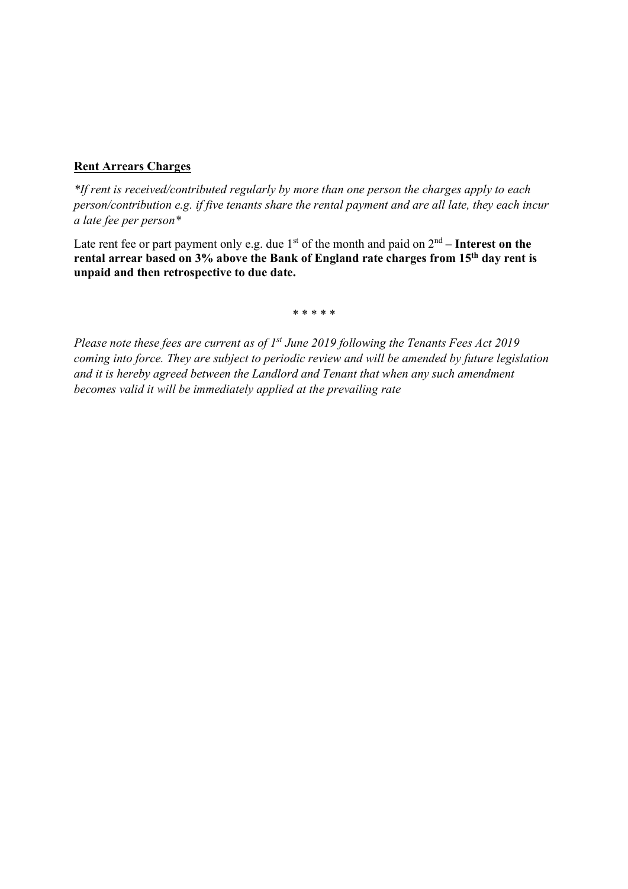**Rent Arrears Charges**

*\*If rent is received/contributed regularly by more than one person the charges apply to each person/contribution e.g. if five tenants share the rental payment and are all late, they each incur a late fee per person\**

Late rent fee or part payment only e.g. due 1st of the month and paid on 2nd – **Interest on the rental arrear based on 3% above the Bank of England rate charges from 15th day rent is unpaid and then retrospective to due date.**

\* \* \* \* \*

*Please note these fees are current as of 1st June 2019 following the Tenants Fees Act 2019 coming into force. They are subject to periodic review and will be amended by future legislation and it is hereby agreed between the Landlord and Tenant that when any such amendment becomes valid it will be immediately applied at the prevailing rate*